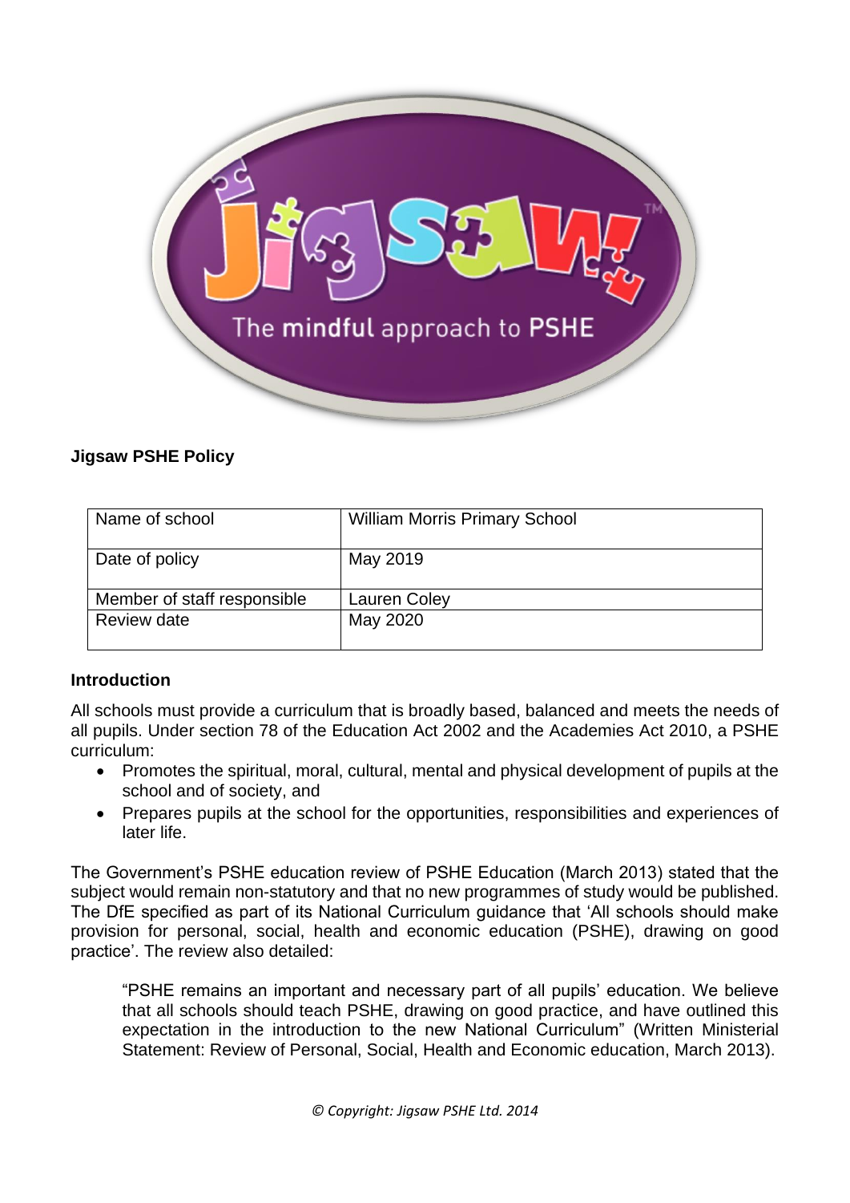**Jigsaw PSHE Policy**

| Name of school | William Morris Primary School |
|---|---|
| Date of policy | May 2019 |
| Member of staff responsible | Lauren Coley |
| Review date | May 2020 |

**Introduction**

All schools must provide a curriculum that is broadly based, balanced and meets the needs of all pupils. Under section 78 of the Education Act 2002 and the Academies Act 2010, a PSHE curriculum:

- Promotes the spiritual, moral, cultural, mental and physical development of pupils at the school and of society, and
- Prepares pupils at the school for the opportunities, responsibilities and experiences of later life.

The Government's PSHE education review of PSHE Education (March 2013) stated that the subject would remain non-statutory and that no new programmes of study would be published. The DfE specified as part of its National Curriculum guidance that 'All schools should make provision for personal, social, health and economic education (PSHE), drawing on good practice'. The review also detailed:

> "PSHE remains an important and necessary part of all pupils' education. We believe that all schools should teach PSHE, drawing on good practice, and have outlined this expectation in the introduction to the new National Curriculum" (Written Ministerial Statement: Review of Personal, Social, Health and Economic education, March 2013).

*© Copyright: Jigsaw PSHE Ltd. 2014*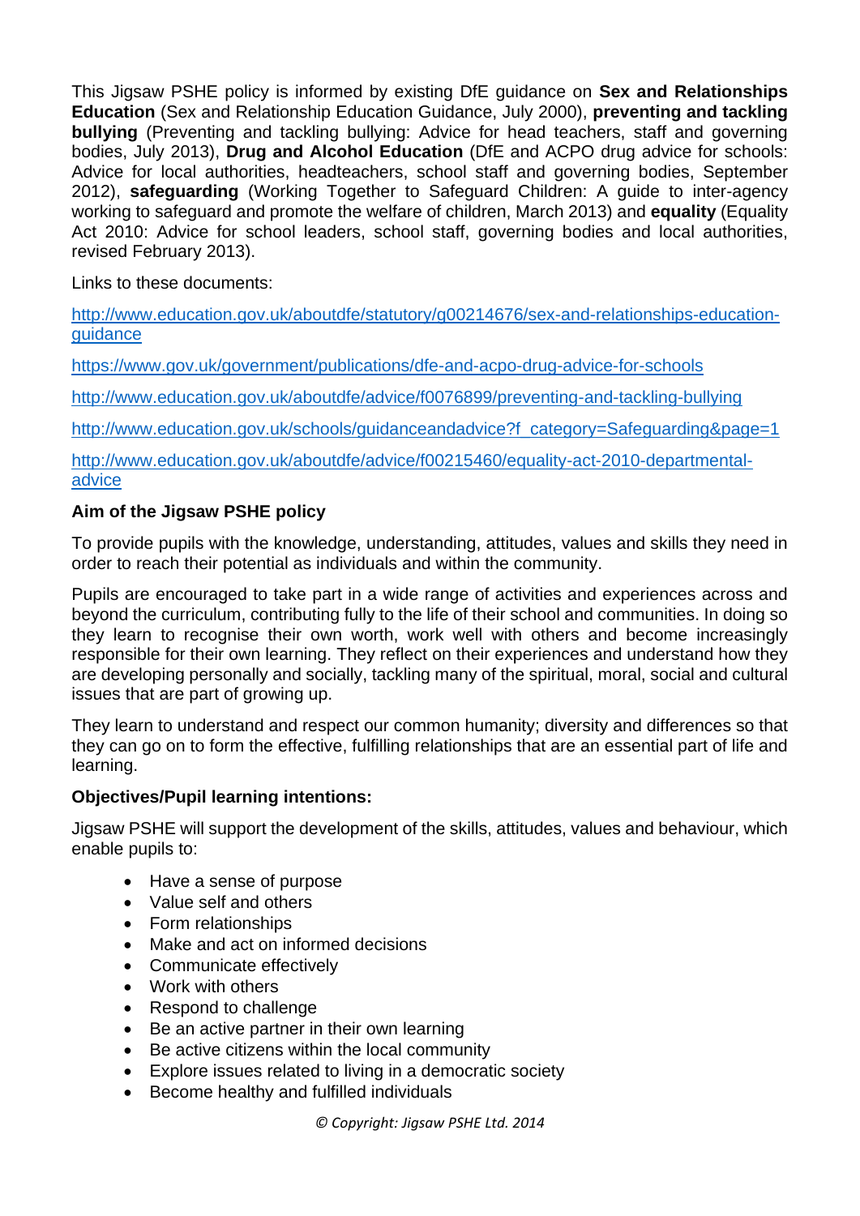This Jigsaw PSHE policy is informed by existing DfE guidance on **Sex and Relationships Education** (Sex and Relationship Education Guidance, July 2000), **preventing and tackling bullying** (Preventing and tackling bullying: Advice for head teachers, staff and governing bodies, July 2013), **Drug and Alcohol Education** (DfE and ACPO drug advice for schools: Advice for local authorities, headteachers, school staff and governing bodies, September 2012), **safeguarding** (Working Together to Safeguard Children: A guide to inter-agency working to safeguard and promote the welfare of children, March 2013) and **equality** (Equality Act 2010: Advice for school leaders, school staff, governing bodies and local authorities, revised February 2013).

Links to these documents:

http://www.education.gov.uk/aboutdfe/statutory/g00214676/sex-and-relationships-education-guidance

https://www.gov.uk/government/publications/dfe-and-acpo-drug-advice-for-schools

http://www.education.gov.uk/aboutdfe/advice/f0076899/preventing-and-tackling-bullying

http://www.education.gov.uk/schools/guidanceandadvice?f_category=Safeguarding&page=1

http://www.education.gov.uk/aboutdfe/advice/f00215460/equality-act-2010-departmental-advice

**Aim of the Jigsaw PSHE policy**

To provide pupils with the knowledge, understanding, attitudes, values and skills they need in order to reach their potential as individuals and within the community.

Pupils are encouraged to take part in a wide range of activities and experiences across and beyond the curriculum, contributing fully to the life of their school and communities. In doing so they learn to recognise their own worth, work well with others and become increasingly responsible for their own learning. They reflect on their experiences and understand how they are developing personally and socially, tackling many of the spiritual, moral, social and cultural issues that are part of growing up.

They learn to understand and respect our common humanity; diversity and differences so that they can go on to form the effective, fulfilling relationships that are an essential part of life and learning.

**Objectives/Pupil learning intentions:**

Jigsaw PSHE will support the development of the skills, attitudes, values and behaviour, which enable pupils to:

- Have a sense of purpose
- Value self and others
- Form relationships
- Make and act on informed decisions
- Communicate effectively
- Work with others
- Respond to challenge
- Be an active partner in their own learning
- Be active citizens within the local community
- Explore issues related to living in a democratic society
- Become healthy and fulfilled individuals

*© Copyright: Jigsaw PSHE Ltd. 2014*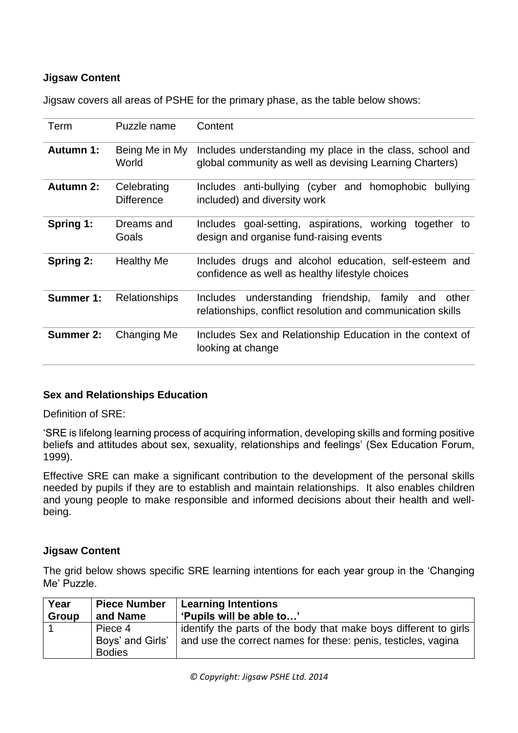**Jigsaw Content**

Jigsaw covers all areas of PSHE for the primary phase, as the table below shows:

| Term | Puzzle name | Content |
|---|---|---|
| **Autumn 1:** | Being Me in My World | Includes understanding my place in the class, school and global community as well as devising Learning Charters) |
| **Autumn 2:** | Celebrating Difference | Includes anti-bullying (cyber and homophobic bullying included) and diversity work |
| **Spring 1:** | Dreams and Goals | Includes goal-setting, aspirations, working together to design and organise fund-raising events |
| **Spring 2:** | Healthy Me | Includes drugs and alcohol education, self-esteem and confidence as well as healthy lifestyle choices |
| **Summer 1:** | Relationships | Includes understanding friendship, family and other relationships, conflict resolution and communication skills |
| **Summer 2:** | Changing Me | Includes Sex and Relationship Education in the context of looking at change |

**Sex and Relationships Education**

Definition of SRE:

'SRE is lifelong learning process of acquiring information, developing skills and forming positive beliefs and attitudes about sex, sexuality, relationships and feelings' (Sex Education Forum, 1999).

Effective SRE can make a significant contribution to the development of the personal skills needed by pupils if they are to establish and maintain relationships. It also enables children and young people to make responsible and informed decisions about their health and well-being.

**Jigsaw Content**

The grid below shows specific SRE learning intentions for each year group in the 'Changing Me' Puzzle.

| **Year Group** | **Piece Number and Name** | **Learning Intentions 'Pupils will be able to…'** |
|---|---|---|
| 1 | Piece 4 Boys' and Girls' Bodies | identify the parts of the body that make boys different to girls and use the correct names for these: penis, testicles, vagina |

*© Copyright: Jigsaw PSHE Ltd. 2014*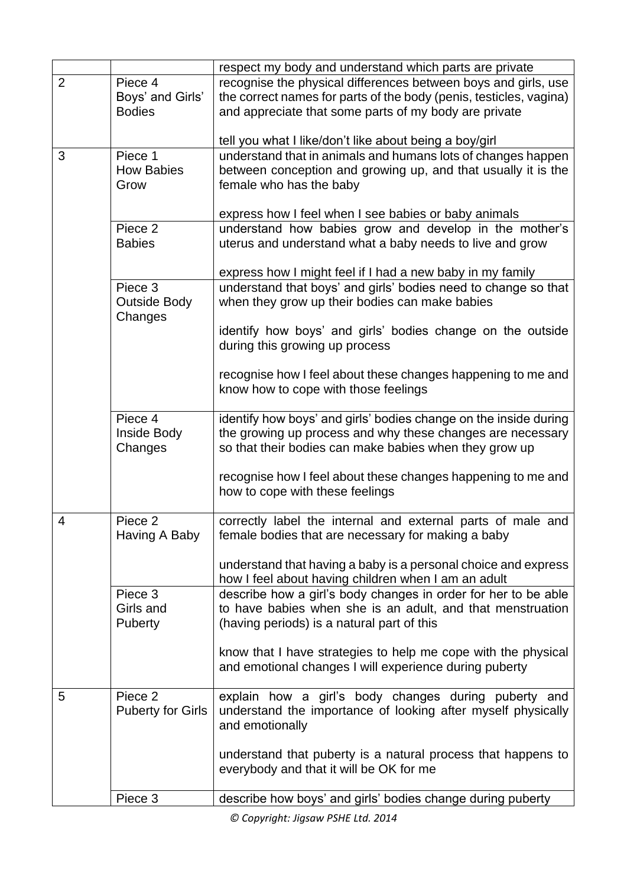| | | |
|---|---|---|
| | | respect my body and understand which parts are private |
| 2 | Piece 4<br>Boys' and Girls' Bodies | recognise the physical differences between boys and girls, use the correct names for parts of the body (penis, testicles, vagina) and appreciate that some parts of my body are private<br><br>tell you what I like/don't like about being a boy/girl |
| 3 | Piece 1<br>How Babies Grow | understand that in animals and humans lots of changes happen between conception and growing up, and that usually it is the female who has the baby<br><br>express how I feel when I see babies or baby animals |
| | Piece 2<br>Babies | understand how babies grow and develop in the mother's uterus and understand what a baby needs to live and grow<br><br>express how I might feel if I had a new baby in my family |
| | Piece 3<br>Outside Body Changes | understand that boys' and girls' bodies need to change so that when they grow up their bodies can make babies<br><br>identify how boys' and girls' bodies change on the outside during this growing up process<br><br>recognise how I feel about these changes happening to me and know how to cope with those feelings |
| | Piece 4<br>Inside Body Changes | identify how boys' and girls' bodies change on the inside during the growing up process and why these changes are necessary so that their bodies can make babies when they grow up<br><br>recognise how I feel about these changes happening to me and how to cope with these feelings |
| 4 | Piece 2<br>Having A Baby | correctly label the internal and external parts of male and female bodies that are necessary for making a baby<br><br>understand that having a baby is a personal choice and express how I feel about having children when I am an adult |
| | Piece 3<br>Girls and Puberty | describe how a girl's body changes in order for her to be able to have babies when she is an adult, and that menstruation (having periods) is a natural part of this<br><br>know that I have strategies to help me cope with the physical and emotional changes I will experience during puberty |
| 5 | Piece 2<br>Puberty for Girls | explain how a girl's body changes during puberty and understand the importance of looking after myself physically and emotionally<br><br>understand that puberty is a natural process that happens to everybody and that it will be OK for me |
| | Piece 3 | describe how boys' and girls' bodies change during puberty |

*© Copyright: Jigsaw PSHE Ltd. 2014*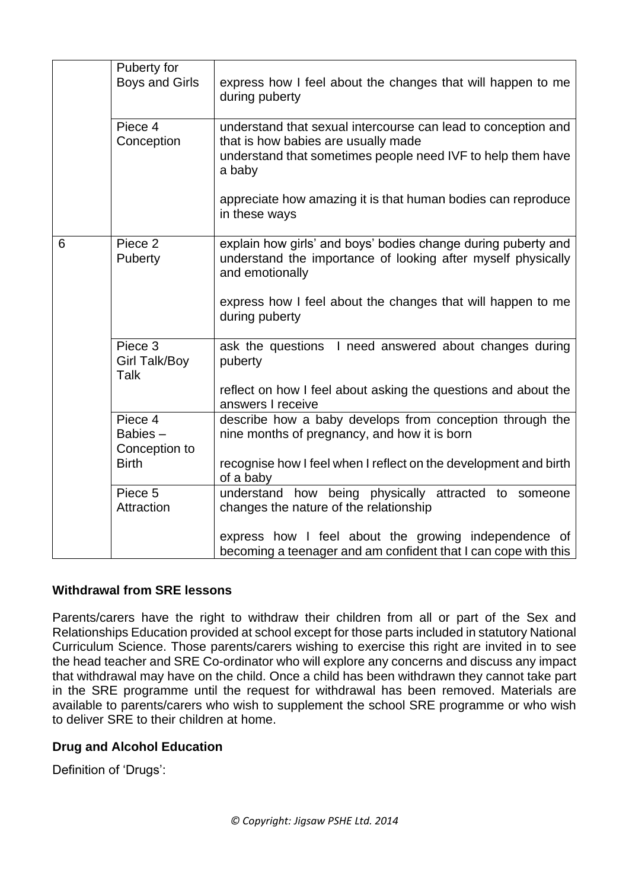| | | |
|---|---|---|
| | Puberty for Boys and Girls | express how I feel about the changes that will happen to me during puberty |
| | Piece 4 Conception | understand that sexual intercourse can lead to conception and that is how babies are usually made<br>understand that sometimes people need IVF to help them have a baby<br><br>appreciate how amazing it is that human bodies can reproduce in these ways |
| 6 | Piece 2 Puberty | explain how girls' and boys' bodies change during puberty and understand the importance of looking after myself physically and emotionally<br><br>express how I feel about the changes that will happen to me during puberty |
| | Piece 3 Girl Talk/Boy Talk | ask the questions I need answered about changes during puberty<br><br>reflect on how I feel about asking the questions and about the answers I receive |
| | Piece 4 Babies – Conception to Birth | describe how a baby develops from conception through the nine months of pregnancy, and how it is born<br><br>recognise how I feel when I reflect on the development and birth of a baby |
| | Piece 5 Attraction | understand how being physically attracted to someone changes the nature of the relationship<br><br>express how I feel about the growing independence of becoming a teenager and am confident that I can cope with this |

**Withdrawal from SRE lessons**

Parents/carers have the right to withdraw their children from all or part of the Sex and Relationships Education provided at school except for those parts included in statutory National Curriculum Science. Those parents/carers wishing to exercise this right are invited in to see the head teacher and SRE Co-ordinator who will explore any concerns and discuss any impact that withdrawal may have on the child. Once a child has been withdrawn they cannot take part in the SRE programme until the request for withdrawal has been removed. Materials are available to parents/carers who wish to supplement the school SRE programme or who wish to deliver SRE to their children at home.

**Drug and Alcohol Education**

Definition of 'Drugs':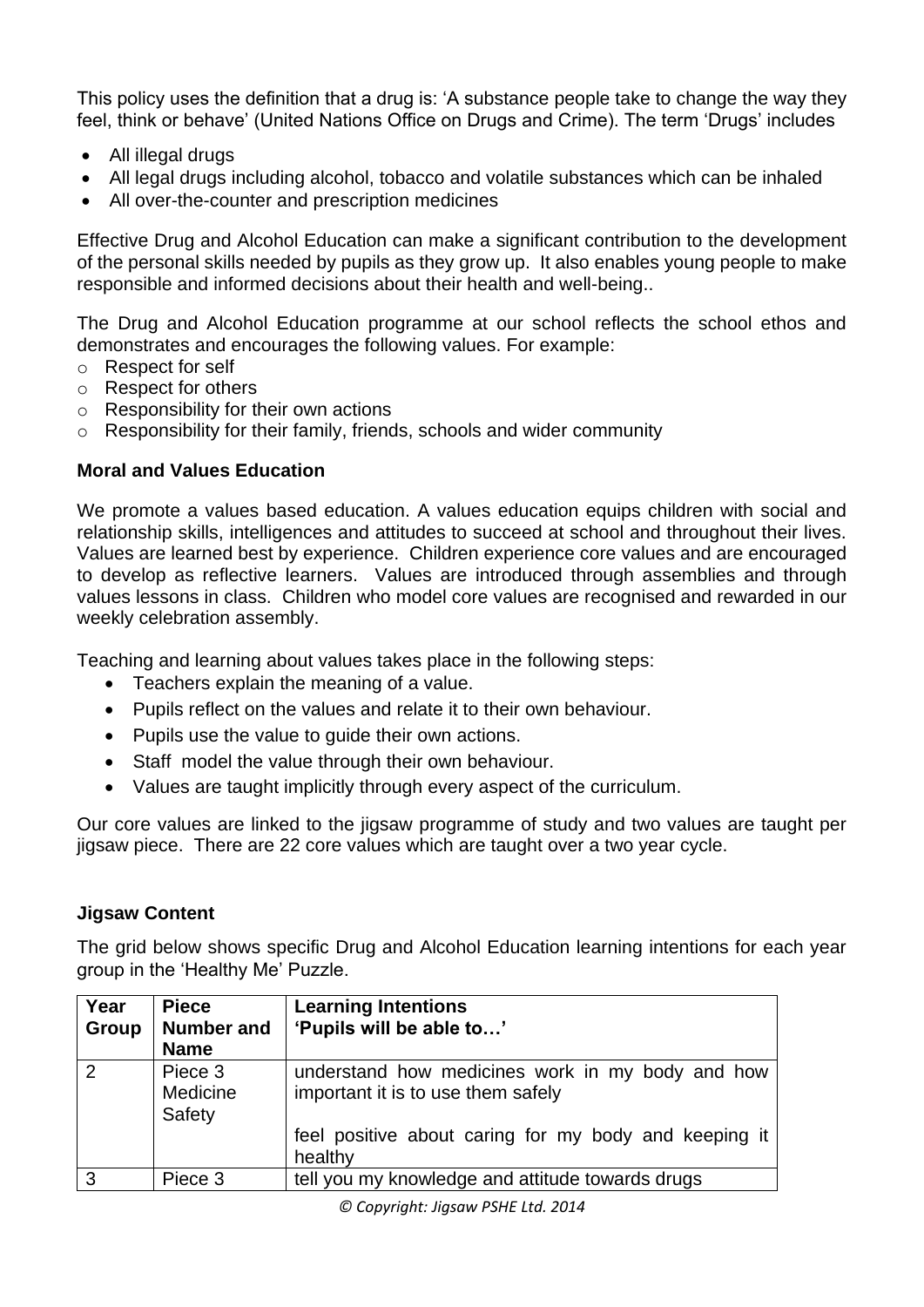This policy uses the definition that a drug is: 'A substance people take to change the way they feel, think or behave' (United Nations Office on Drugs and Crime). The term 'Drugs' includes

- All illegal drugs
- All legal drugs including alcohol, tobacco and volatile substances which can be inhaled
- All over-the-counter and prescription medicines

Effective Drug and Alcohol Education can make a significant contribution to the development of the personal skills needed by pupils as they grow up. It also enables young people to make responsible and informed decisions about their health and well-being..

The Drug and Alcohol Education programme at our school reflects the school ethos and demonstrates and encourages the following values. For example:

- Respect for self
- Respect for others
- Responsibility for their own actions
- Responsibility for their family, friends, schools and wider community

**Moral and Values Education**

We promote a values based education. A values education equips children with social and relationship skills, intelligences and attitudes to succeed at school and throughout their lives. Values are learned best by experience. Children experience core values and are encouraged to develop as reflective learners. Values are introduced through assemblies and through values lessons in class. Children who model core values are recognised and rewarded in our weekly celebration assembly.

Teaching and learning about values takes place in the following steps:

- Teachers explain the meaning of a value.
- Pupils reflect on the values and relate it to their own behaviour.
- Pupils use the value to guide their own actions.
- Staff model the value through their own behaviour.
- Values are taught implicitly through every aspect of the curriculum.

Our core values are linked to the jigsaw programme of study and two values are taught per jigsaw piece. There are 22 core values which are taught over a two year cycle.

**Jigsaw Content**

The grid below shows specific Drug and Alcohol Education learning intentions for each year group in the 'Healthy Me' Puzzle.

| Year Group | Piece Number and Name | Learning Intentions 'Pupils will be able to…' |
|---|---|---|
| 2 | Piece 3 Medicine Safety | understand how medicines work in my body and how important it is to use them safely<br><br>feel positive about caring for my body and keeping it healthy |
| 3 | Piece 3 | tell you my knowledge and attitude towards drugs |

*© Copyright: Jigsaw PSHE Ltd. 2014*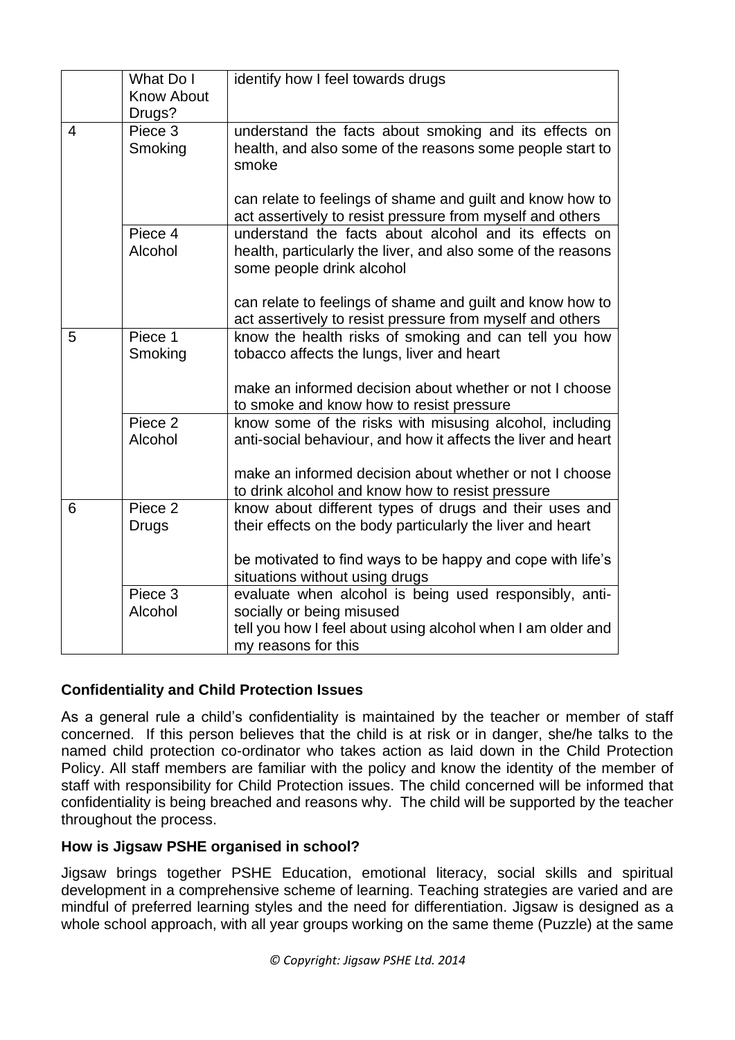| | | |
|---|---|---|
| | What Do I Know About Drugs? | identify how I feel towards drugs |
| 4 | Piece 3 Smoking | understand the facts about smoking and its effects on health, and also some of the reasons some people start to smoke<br><br>can relate to feelings of shame and guilt and know how to act assertively to resist pressure from myself and others |
| | Piece 4 Alcohol | understand the facts about alcohol and its effects on health, particularly the liver, and also some of the reasons some people drink alcohol<br><br>can relate to feelings of shame and guilt and know how to act assertively to resist pressure from myself and others |
| 5 | Piece 1 Smoking | know the health risks of smoking and can tell you how tobacco affects the lungs, liver and heart<br><br>make an informed decision about whether or not I choose to smoke and know how to resist pressure |
| | Piece 2 Alcohol | know some of the risks with misusing alcohol, including anti-social behaviour, and how it affects the liver and heart<br><br>make an informed decision about whether or not I choose to drink alcohol and know how to resist pressure |
| 6 | Piece 2 Drugs | know about different types of drugs and their uses and their effects on the body particularly the liver and heart<br><br>be motivated to find ways to be happy and cope with life's situations without using drugs |
| | Piece 3 Alcohol | evaluate when alcohol is being used responsibly, anti-socially or being misused<br>tell you how I feel about using alcohol when I am older and my reasons for this |

**Confidentiality and Child Protection Issues**

As a general rule a child's confidentiality is maintained by the teacher or member of staff concerned. If this person believes that the child is at risk or in danger, she/he talks to the named child protection co-ordinator who takes action as laid down in the Child Protection Policy. All staff members are familiar with the policy and know the identity of the member of staff with responsibility for Child Protection issues. The child concerned will be informed that confidentiality is being breached and reasons why. The child will be supported by the teacher throughout the process.

**How is Jigsaw PSHE organised in school?**

Jigsaw brings together PSHE Education, emotional literacy, social skills and spiritual development in a comprehensive scheme of learning. Teaching strategies are varied and are mindful of preferred learning styles and the need for differentiation. Jigsaw is designed as a whole school approach, with all year groups working on the same theme (Puzzle) at the same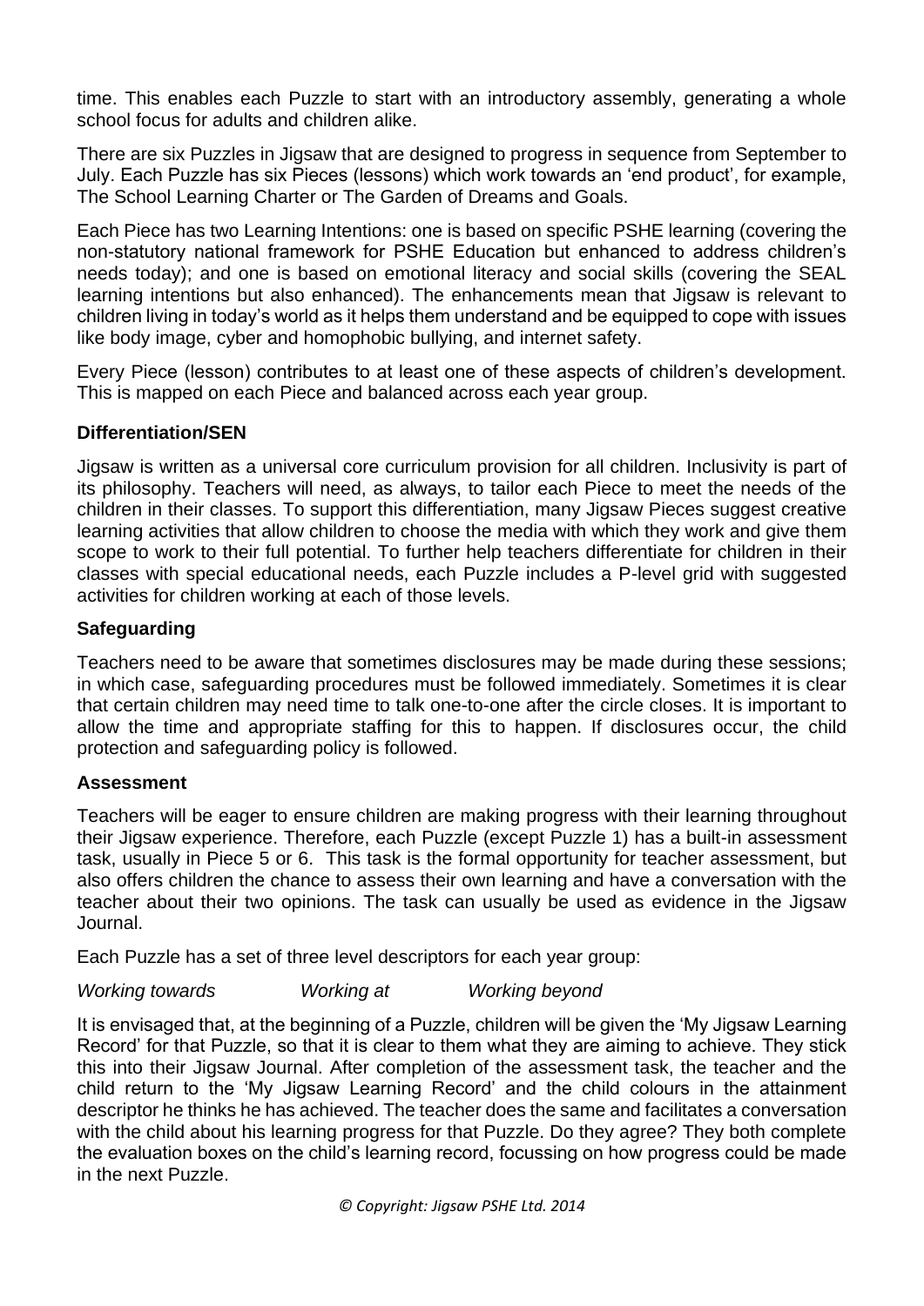time. This enables each Puzzle to start with an introductory assembly, generating a whole school focus for adults and children alike.

There are six Puzzles in Jigsaw that are designed to progress in sequence from September to July. Each Puzzle has six Pieces (lessons) which work towards an 'end product', for example, The School Learning Charter or The Garden of Dreams and Goals.

Each Piece has two Learning Intentions: one is based on specific PSHE learning (covering the non-statutory national framework for PSHE Education but enhanced to address children's needs today); and one is based on emotional literacy and social skills (covering the SEAL learning intentions but also enhanced). The enhancements mean that Jigsaw is relevant to children living in today's world as it helps them understand and be equipped to cope with issues like body image, cyber and homophobic bullying, and internet safety.

Every Piece (lesson) contributes to at least one of these aspects of children's development. This is mapped on each Piece and balanced across each year group.

**Differentiation/SEN**

Jigsaw is written as a universal core curriculum provision for all children. Inclusivity is part of its philosophy. Teachers will need, as always, to tailor each Piece to meet the needs of the children in their classes. To support this differentiation, many Jigsaw Pieces suggest creative learning activities that allow children to choose the media with which they work and give them scope to work to their full potential. To further help teachers differentiate for children in their classes with special educational needs, each Puzzle includes a P-level grid with suggested activities for children working at each of those levels.

**Safeguarding**

Teachers need to be aware that sometimes disclosures may be made during these sessions; in which case, safeguarding procedures must be followed immediately. Sometimes it is clear that certain children may need time to talk one-to-one after the circle closes. It is important to allow the time and appropriate staffing for this to happen. If disclosures occur, the child protection and safeguarding policy is followed.

**Assessment**

Teachers will be eager to ensure children are making progress with their learning throughout their Jigsaw experience. Therefore, each Puzzle (except Puzzle 1) has a built-in assessment task, usually in Piece 5 or 6. This task is the formal opportunity for teacher assessment, but also offers children the chance to assess their own learning and have a conversation with the teacher about their two opinions. The task can usually be used as evidence in the Jigsaw Journal.

Each Puzzle has a set of three level descriptors for each year group:

*Working towards* *Working at* *Working beyond*

It is envisaged that, at the beginning of a Puzzle, children will be given the 'My Jigsaw Learning Record' for that Puzzle, so that it is clear to them what they are aiming to achieve. They stick this into their Jigsaw Journal. After completion of the assessment task, the teacher and the child return to the 'My Jigsaw Learning Record' and the child colours in the attainment descriptor he thinks he has achieved. The teacher does the same and facilitates a conversation with the child about his learning progress for that Puzzle. Do they agree? They both complete the evaluation boxes on the child's learning record, focussing on how progress could be made in the next Puzzle.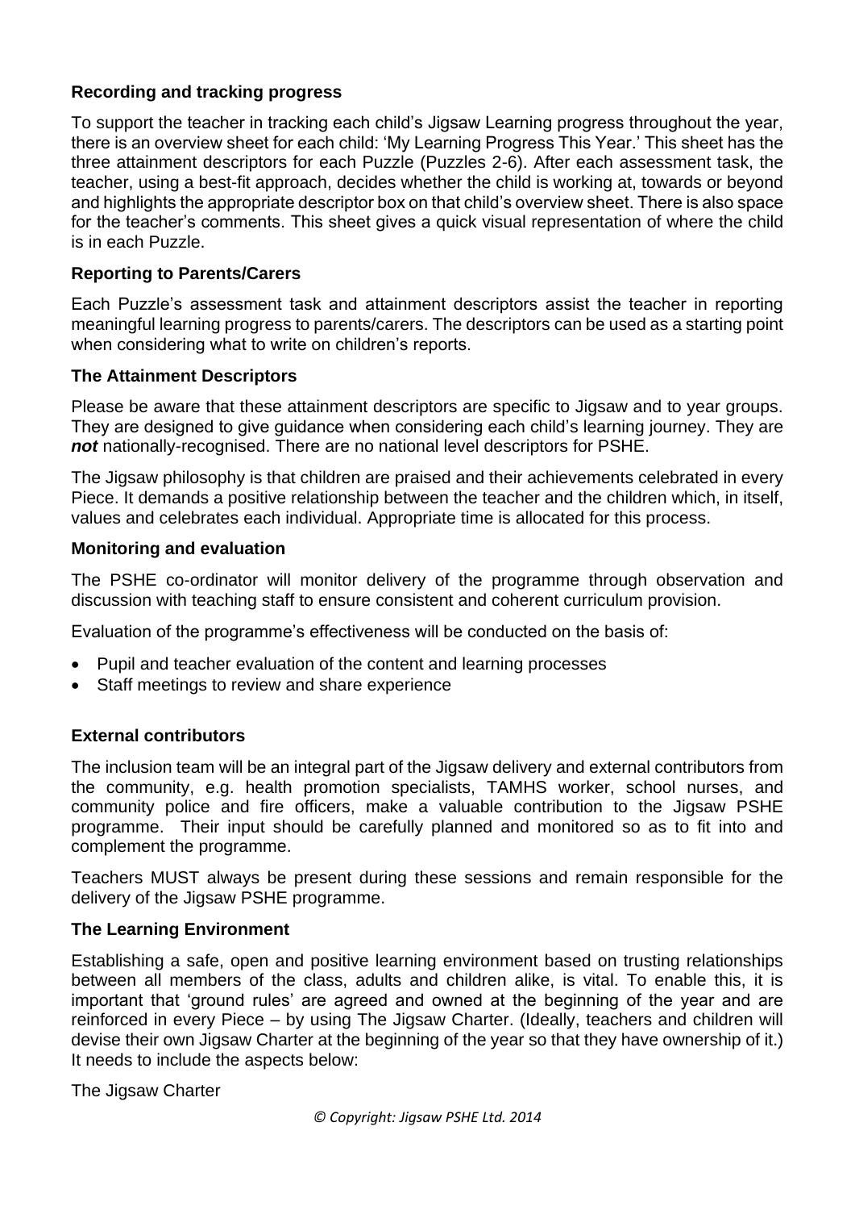### Recording and tracking progress

To support the teacher in tracking each child's Jigsaw Learning progress throughout the year, there is an overview sheet for each child: 'My Learning Progress This Year.' This sheet has the three attainment descriptors for each Puzzle (Puzzles 2-6). After each assessment task, the teacher, using a best-fit approach, decides whether the child is working at, towards or beyond and highlights the appropriate descriptor box on that child's overview sheet. There is also space for the teacher's comments. This sheet gives a quick visual representation of where the child is in each Puzzle.

### Reporting to Parents/Carers

Each Puzzle's assessment task and attainment descriptors assist the teacher in reporting meaningful learning progress to parents/carers. The descriptors can be used as a starting point when considering what to write on children's reports.

### The Attainment Descriptors

Please be aware that these attainment descriptors are specific to Jigsaw and to year groups. They are designed to give guidance when considering each child's learning journey. They are ***not*** nationally-recognised. There are no national level descriptors for PSHE.

The Jigsaw philosophy is that children are praised and their achievements celebrated in every Piece. It demands a positive relationship between the teacher and the children which, in itself, values and celebrates each individual. Appropriate time is allocated for this process.

### Monitoring and evaluation

The PSHE co-ordinator will monitor delivery of the programme through observation and discussion with teaching staff to ensure consistent and coherent curriculum provision.

Evaluation of the programme's effectiveness will be conducted on the basis of:

- Pupil and teacher evaluation of the content and learning processes
- Staff meetings to review and share experience

### External contributors

The inclusion team will be an integral part of the Jigsaw delivery and external contributors from the community, e.g. health promotion specialists, TAMHS worker, school nurses, and community police and fire officers, make a valuable contribution to the Jigsaw PSHE programme. Their input should be carefully planned and monitored so as to fit into and complement the programme.

Teachers MUST always be present during these sessions and remain responsible for the delivery of the Jigsaw PSHE programme.

### The Learning Environment

Establishing a safe, open and positive learning environment based on trusting relationships between all members of the class, adults and children alike, is vital. To enable this, it is important that 'ground rules' are agreed and owned at the beginning of the year and are reinforced in every Piece – by using The Jigsaw Charter. (Ideally, teachers and children will devise their own Jigsaw Charter at the beginning of the year so that they have ownership of it.) It needs to include the aspects below:

The Jigsaw Charter

*© Copyright: Jigsaw PSHE Ltd. 2014*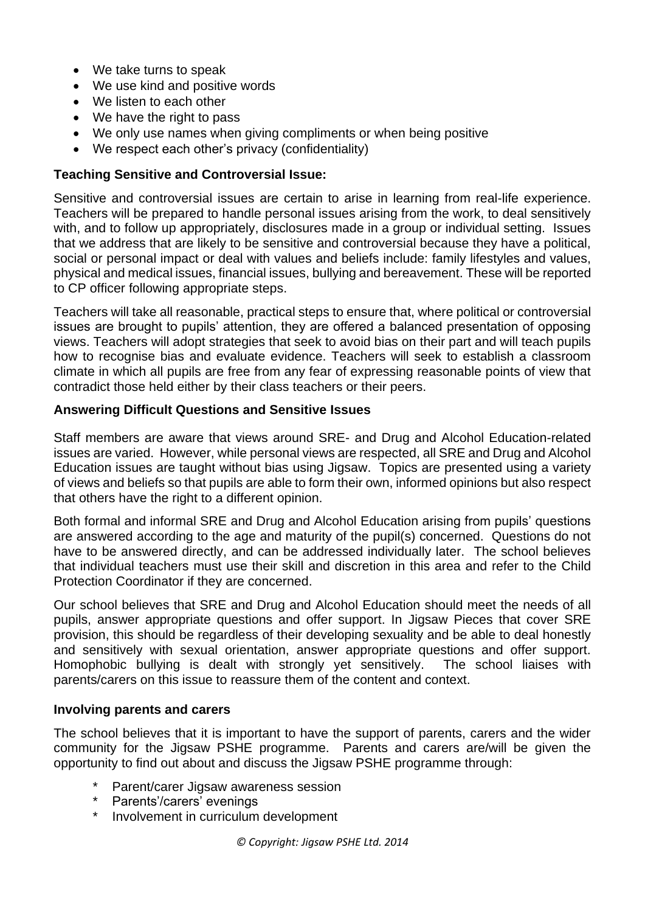- We take turns to speak
- We use kind and positive words
- We listen to each other
- We have the right to pass
- We only use names when giving compliments or when being positive
- We respect each other's privacy (confidentiality)

**Teaching Sensitive and Controversial Issue:**

Sensitive and controversial issues are certain to arise in learning from real-life experience. Teachers will be prepared to handle personal issues arising from the work, to deal sensitively with, and to follow up appropriately, disclosures made in a group or individual setting. Issues that we address that are likely to be sensitive and controversial because they have a political, social or personal impact or deal with values and beliefs include: family lifestyles and values, physical and medical issues, financial issues, bullying and bereavement. These will be reported to CP officer following appropriate steps.

Teachers will take all reasonable, practical steps to ensure that, where political or controversial issues are brought to pupils' attention, they are offered a balanced presentation of opposing views. Teachers will adopt strategies that seek to avoid bias on their part and will teach pupils how to recognise bias and evaluate evidence. Teachers will seek to establish a classroom climate in which all pupils are free from any fear of expressing reasonable points of view that contradict those held either by their class teachers or their peers.

**Answering Difficult Questions and Sensitive Issues**

Staff members are aware that views around SRE- and Drug and Alcohol Education-related issues are varied. However, while personal views are respected, all SRE and Drug and Alcohol Education issues are taught without bias using Jigsaw. Topics are presented using a variety of views and beliefs so that pupils are able to form their own, informed opinions but also respect that others have the right to a different opinion.

Both formal and informal SRE and Drug and Alcohol Education arising from pupils' questions are answered according to the age and maturity of the pupil(s) concerned. Questions do not have to be answered directly, and can be addressed individually later. The school believes that individual teachers must use their skill and discretion in this area and refer to the Child Protection Coordinator if they are concerned.

Our school believes that SRE and Drug and Alcohol Education should meet the needs of all pupils, answer appropriate questions and offer support. In Jigsaw Pieces that cover SRE provision, this should be regardless of their developing sexuality and be able to deal honestly and sensitively with sexual orientation, answer appropriate questions and offer support. Homophobic bullying is dealt with strongly yet sensitively. The school liaises with parents/carers on this issue to reassure them of the content and context.

**Involving parents and carers**

The school believes that it is important to have the support of parents, carers and the wider community for the Jigsaw PSHE programme. Parents and carers are/will be given the opportunity to find out about and discuss the Jigsaw PSHE programme through:

* Parent/carer Jigsaw awareness session
* Parents'/carers' evenings
* Involvement in curriculum development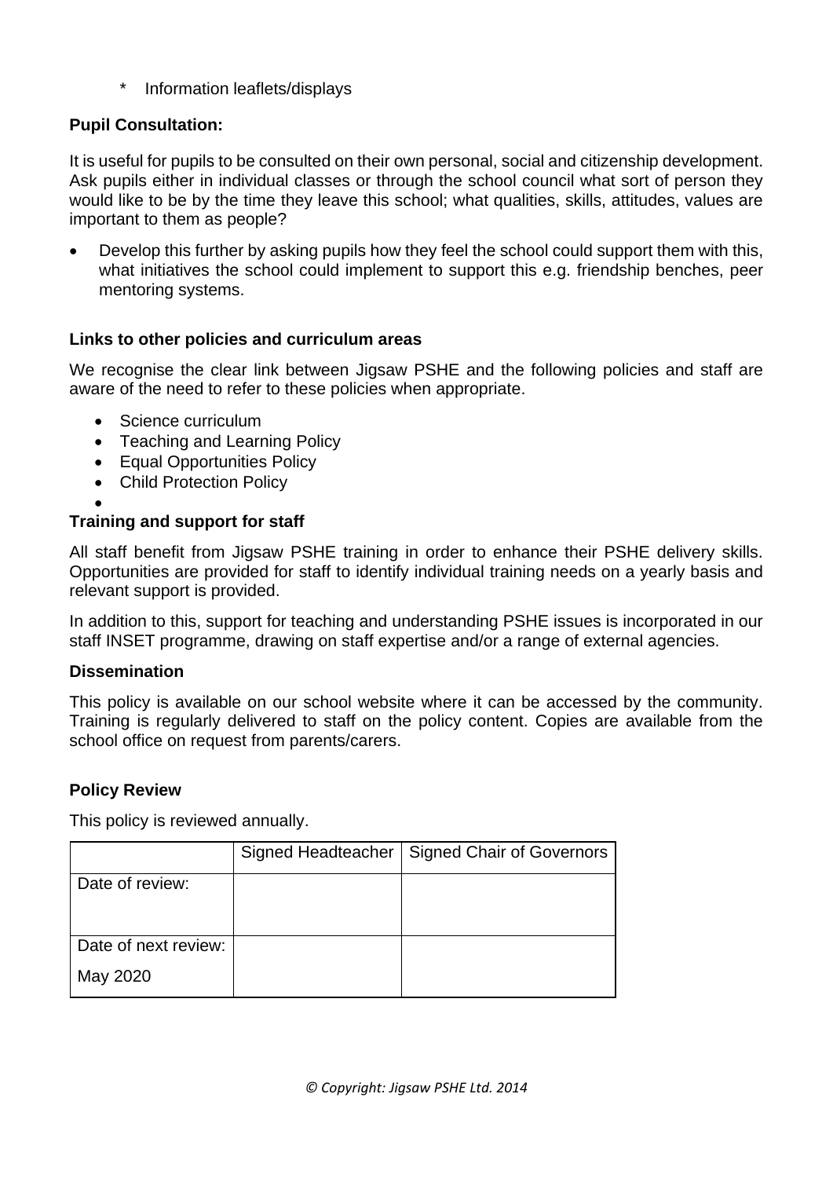* Information leaflets/displays

**Pupil Consultation:**

It is useful for pupils to be consulted on their own personal, social and citizenship development. Ask pupils either in individual classes or through the school council what sort of person they would like to be by the time they leave this school; what qualities, skills, attitudes, values are important to them as people?

- Develop this further by asking pupils how they feel the school could support them with this, what initiatives the school could implement to support this e.g. friendship benches, peer mentoring systems.

**Links to other policies and curriculum areas**

We recognise the clear link between Jigsaw PSHE and the following policies and staff are aware of the need to refer to these policies when appropriate.

- Science curriculum
- Teaching and Learning Policy
- Equal Opportunities Policy
- Child Protection Policy

**Training and support for staff**

All staff benefit from Jigsaw PSHE training in order to enhance their PSHE delivery skills. Opportunities are provided for staff to identify individual training needs on a yearly basis and relevant support is provided.

In addition to this, support for teaching and understanding PSHE issues is incorporated in our staff INSET programme, drawing on staff expertise and/or a range of external agencies.

**Dissemination**

This policy is available on our school website where it can be accessed by the community. Training is regularly delivered to staff on the policy content. Copies are available from the school office on request from parents/carers.

**Policy Review**

This policy is reviewed annually.

| | Signed Headteacher | Signed Chair of Governors |
|---|---|---|
| Date of review: | | |
| Date of next review: May 2020 | | |

*© Copyright: Jigsaw PSHE Ltd. 2014*